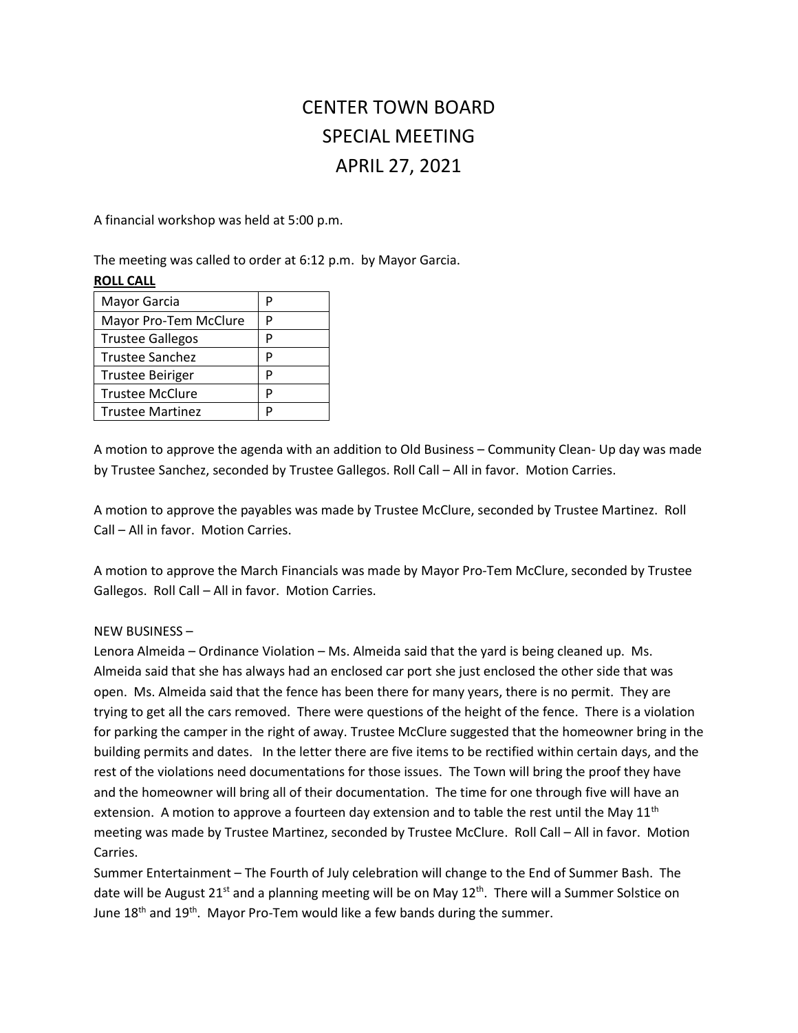// CENTER TOWN BOARD
# CENTER TOWN BOARD
# SPECIAL MEETING
# APRIL 27, 2021

A financial workshop was held at 5:00 p.m.

The meeting was called to order at 6:12 p.m. by Mayor Garcia.

**ROLL CALL**

| Mayor Garcia | P |
|---|---|
| Mayor Pro-Tem McClure | P |
| Trustee Gallegos | P |
| Trustee Sanchez | P |
| Trustee Beiriger | P |
| Trustee McClure | P |
| Trustee Martinez | P |

A motion to approve the agenda with an addition to Old Business – Community Clean- Up day was made by Trustee Sanchez, seconded by Trustee Gallegos. Roll Call – All in favor. Motion Carries.

A motion to approve the payables was made by Trustee McClure, seconded by Trustee Martinez. Roll Call – All in favor. Motion Carries.

A motion to approve the March Financials was made by Mayor Pro-Tem McClure, seconded by Trustee Gallegos. Roll Call – All in favor. Motion Carries.

NEW BUSINESS –

Lenora Almeida – Ordinance Violation – Ms. Almeida said that the yard is being cleaned up. Ms. Almeida said that she has always had an enclosed car port she just enclosed the other side that was open. Ms. Almeida said that the fence has been there for many years, there is no permit. They are trying to get all the cars removed. There were questions of the height of the fence. There is a violation for parking the camper in the right of away. Trustee McClure suggested that the homeowner bring in the building permits and dates. In the letter there are five items to be rectified within certain days, and the rest of the violations need documentations for those issues. The Town will bring the proof they have and the homeowner will bring all of their documentation. The time for one through five will have an extension. A motion to approve a fourteen day extension and to table the rest until the May 11th meeting was made by Trustee Martinez, seconded by Trustee McClure. Roll Call – All in favor. Motion Carries.

Summer Entertainment – The Fourth of July celebration will change to the End of Summer Bash. The date will be August 21st and a planning meeting will be on May 12th. There will a Summer Solstice on June 18th and 19th. Mayor Pro-Tem would like a few bands during the summer.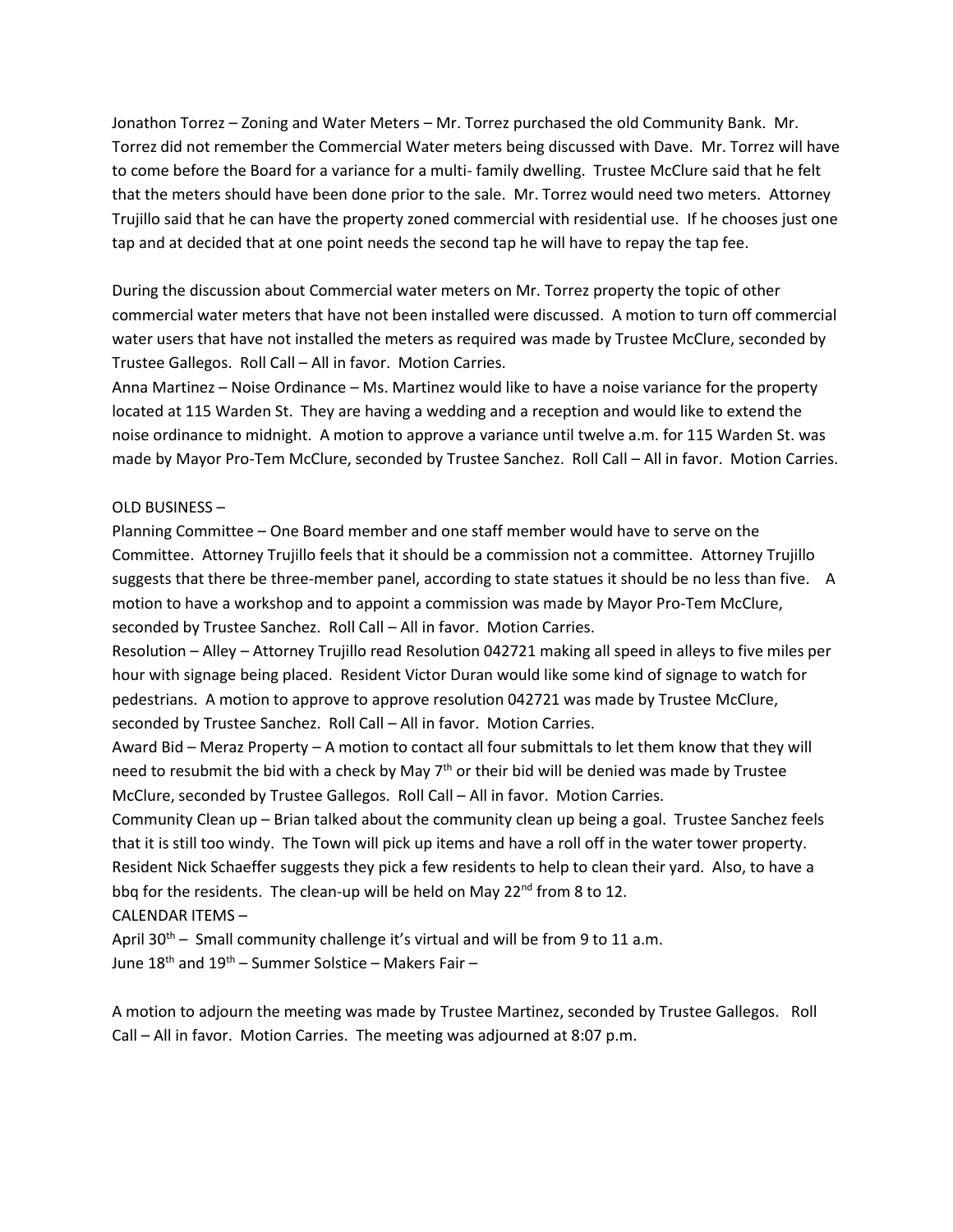Jonathon Torrez – Zoning and Water Meters – Mr. Torrez purchased the old Community Bank. Mr. Torrez did not remember the Commercial Water meters being discussed with Dave. Mr. Torrez will have to come before the Board for a variance for a multi- family dwelling. Trustee McClure said that he felt that the meters should have been done prior to the sale. Mr. Torrez would need two meters. Attorney Trujillo said that he can have the property zoned commercial with residential use. If he chooses just one tap and at decided that at one point needs the second tap he will have to repay the tap fee.

During the discussion about Commercial water meters on Mr. Torrez property the topic of other commercial water meters that have not been installed were discussed. A motion to turn off commercial water users that have not installed the meters as required was made by Trustee McClure, seconded by Trustee Gallegos. Roll Call – All in favor. Motion Carries.

Anna Martinez – Noise Ordinance – Ms. Martinez would like to have a noise variance for the property located at 115 Warden St. They are having a wedding and a reception and would like to extend the noise ordinance to midnight. A motion to approve a variance until twelve a.m. for 115 Warden St. was made by Mayor Pro-Tem McClure, seconded by Trustee Sanchez. Roll Call – All in favor. Motion Carries.

OLD BUSINESS –

Planning Committee – One Board member and one staff member would have to serve on the Committee. Attorney Trujillo feels that it should be a commission not a committee. Attorney Trujillo suggests that there be three-member panel, according to state statues it should be no less than five. A motion to have a workshop and to appoint a commission was made by Mayor Pro-Tem McClure, seconded by Trustee Sanchez. Roll Call – All in favor. Motion Carries.

Resolution – Alley – Attorney Trujillo read Resolution 042721 making all speed in alleys to five miles per hour with signage being placed. Resident Victor Duran would like some kind of signage to watch for pedestrians. A motion to approve to approve resolution 042721 was made by Trustee McClure, seconded by Trustee Sanchez. Roll Call – All in favor. Motion Carries.

Award Bid – Meraz Property – A motion to contact all four submittals to let them know that they will need to resubmit the bid with a check by May 7th or their bid will be denied was made by Trustee McClure, seconded by Trustee Gallegos. Roll Call – All in favor. Motion Carries.

Community Clean up – Brian talked about the community clean up being a goal. Trustee Sanchez feels that it is still too windy. The Town will pick up items and have a roll off in the water tower property. Resident Nick Schaeffer suggests they pick a few residents to help to clean their yard. Also, to have a bbq for the residents. The clean-up will be held on May 22nd from 8 to 12.

CALENDAR ITEMS –

April 30th – Small community challenge it's virtual and will be from 9 to 11 a.m.

June 18th and 19th – Summer Solstice – Makers Fair –

A motion to adjourn the meeting was made by Trustee Martinez, seconded by Trustee Gallegos. Roll Call – All in favor. Motion Carries. The meeting was adjourned at 8:07 p.m.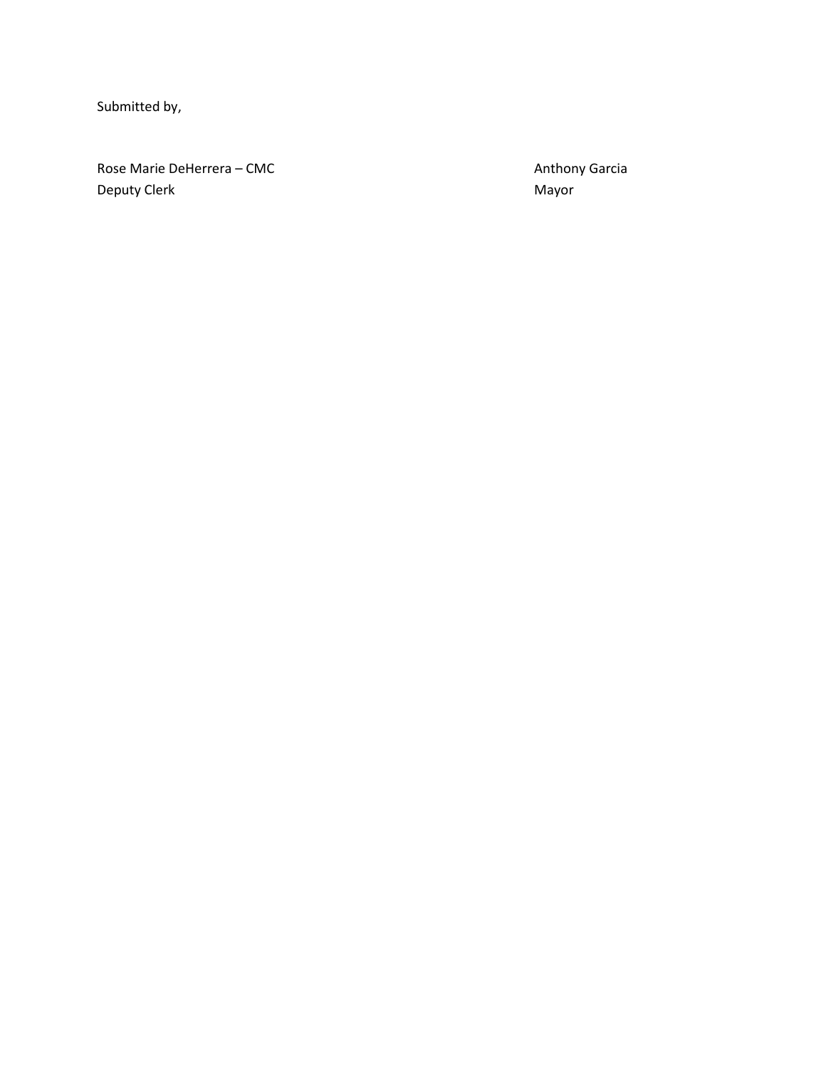Submitted by,

| | |
|---|---|
| Rose Marie DeHerrera – CMC | Anthony Garcia |
| Deputy Clerk | Mayor |